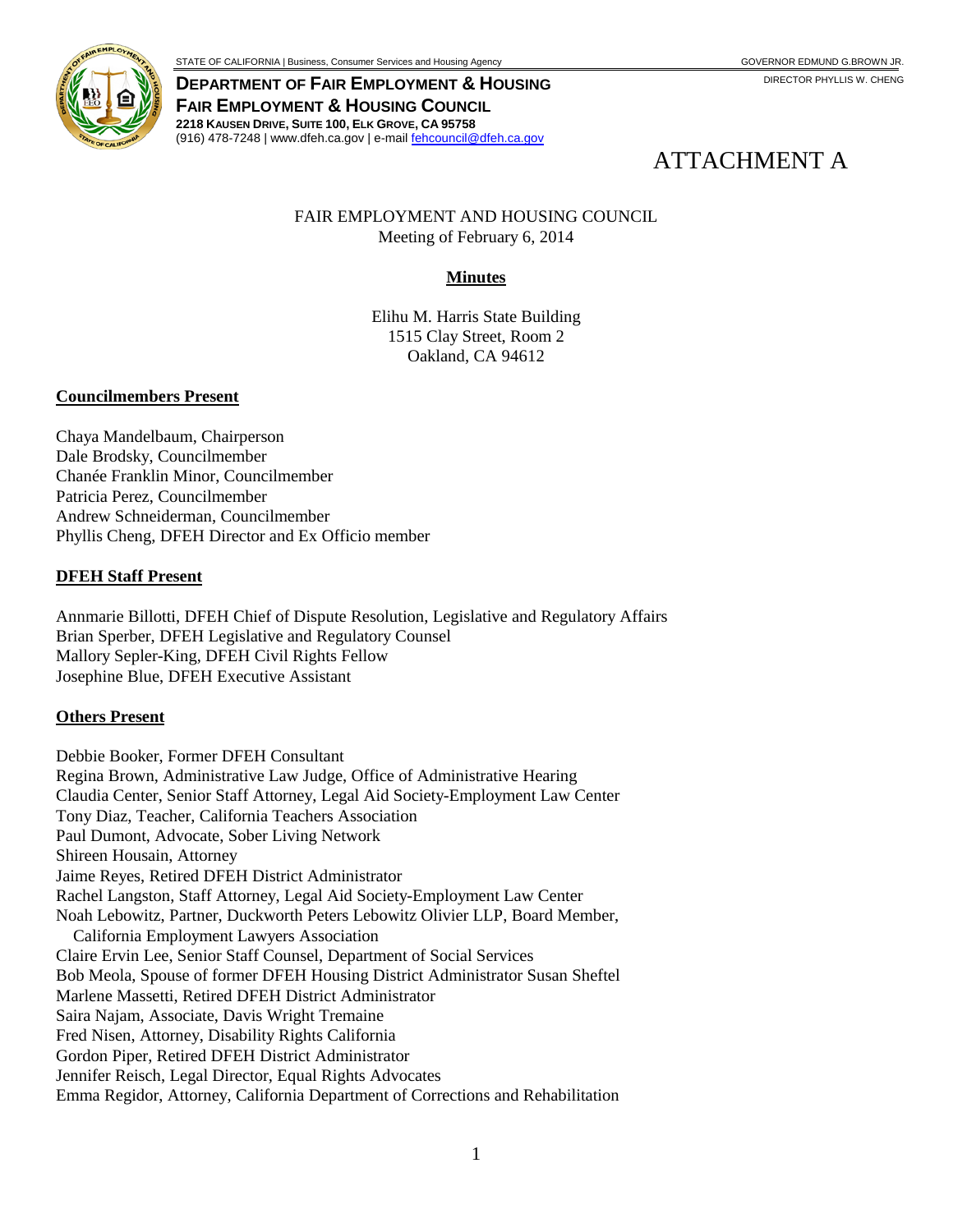STATE OF CALIFORNIA | Business, Consumer Services and Housing Agency

GOVERNOR EDMUND G.BROWN JR.

DIRECTOR PHYLLIS W. CHENG

**DEPARTMENT OF FAIR EMPLOYMENT & HOUSING**
**FAIR EMPLOYMENT & HOUSING COUNCIL**
**2218 KAUSEN DRIVE, SUITE 100, ELK GROVE, CA 95758**
(916) 478-7248 | www.dfeh.ca.gov | e-mail fehcouncil@dfeh.ca.gov

# ATTACHMENT A

FAIR EMPLOYMENT AND HOUSING COUNCIL
Meeting of February 6, 2014

## Minutes

Elihu M. Harris State Building
1515 Clay Street, Room 2
Oakland, CA 94612

### Councilmembers Present

Chaya Mandelbaum, Chairperson
Dale Brodsky, Councilmember
Chanée Franklin Minor, Councilmember
Patricia Perez, Councilmember
Andrew Schneiderman, Councilmember
Phyllis Cheng, DFEH Director and Ex Officio member

### DFEH Staff Present

Annmarie Billotti, DFEH Chief of Dispute Resolution, Legislative and Regulatory Affairs
Brian Sperber, DFEH Legislative and Regulatory Counsel
Mallory Sepler-King, DFEH Civil Rights Fellow
Josephine Blue, DFEH Executive Assistant

### Others Present

Debbie Booker, Former DFEH Consultant
Regina Brown, Administrative Law Judge, Office of Administrative Hearing
Claudia Center, Senior Staff Attorney, Legal Aid Society-Employment Law Center
Tony Diaz, Teacher, California Teachers Association
Paul Dumont, Advocate, Sober Living Network
Shireen Housain, Attorney
Jaime Reyes, Retired DFEH District Administrator
Rachel Langston, Staff Attorney, Legal Aid Society-Employment Law Center
Noah Lebowitz, Partner, Duckworth Peters Lebowitz Olivier LLP, Board Member, California Employment Lawyers Association
Claire Ervin Lee, Senior Staff Counsel, Department of Social Services
Bob Meola, Spouse of former DFEH Housing District Administrator Susan Sheftel
Marlene Massetti, Retired DFEH District Administrator
Saira Najam, Associate, Davis Wright Tremaine
Fred Nisen, Attorney, Disability Rights California
Gordon Piper, Retired DFEH District Administrator
Jennifer Reisch, Legal Director, Equal Rights Advocates
Emma Regidor, Attorney, California Department of Corrections and Rehabilitation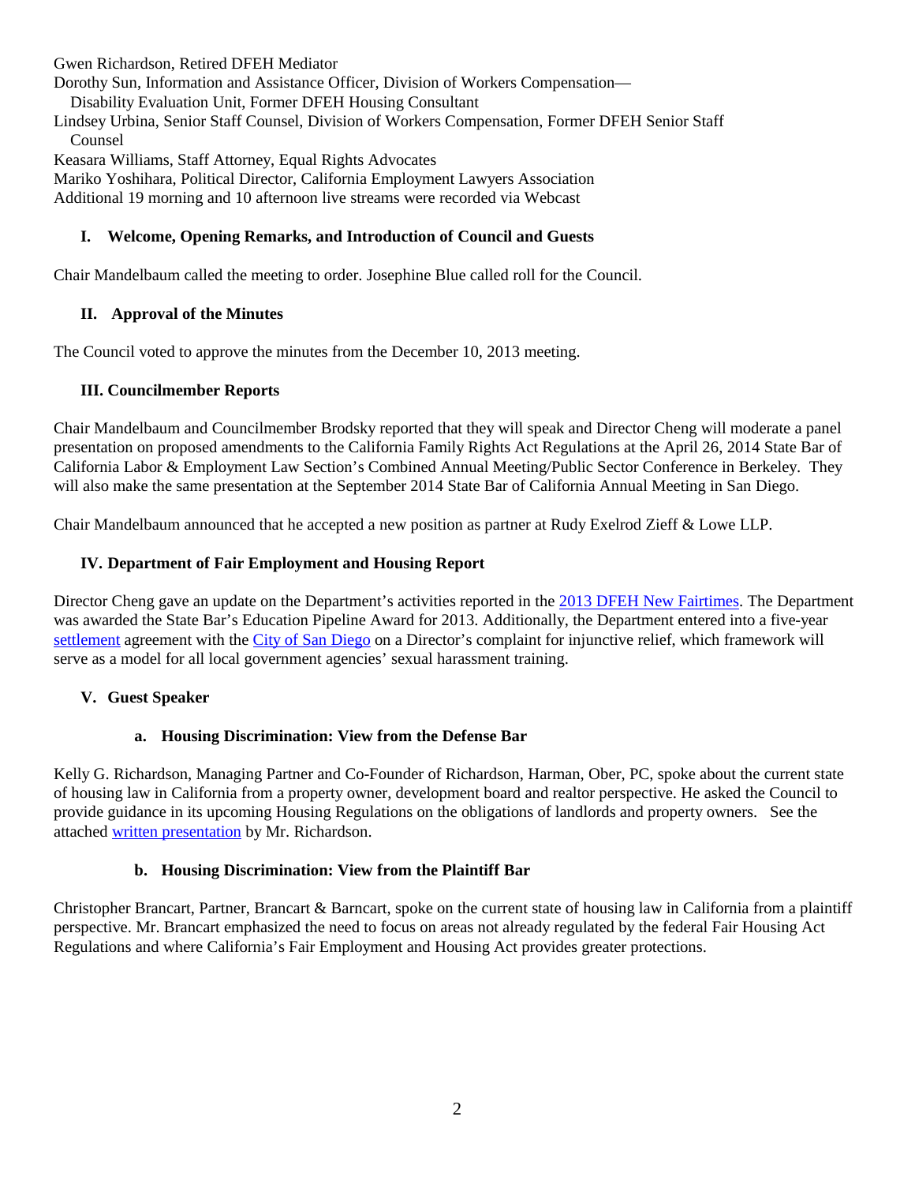Gwen Richardson, Retired DFEH Mediator
Dorothy Sun, Information and Assistance Officer, Division of Workers Compensation—
Disability Evaluation Unit, Former DFEH Housing Consultant
Lindsey Urbina, Senior Staff Counsel, Division of Workers Compensation, Former DFEH Senior Staff Counsel
Keasara Williams, Staff Attorney, Equal Rights Advocates
Mariko Yoshihara, Political Director, California Employment Lawyers Association
Additional 19 morning and 10 afternoon live streams were recorded via Webcast

### I. Welcome, Opening Remarks, and Introduction of Council and Guests

Chair Mandelbaum called the meeting to order. Josephine Blue called roll for the Council.

### II. Approval of the Minutes

The Council voted to approve the minutes from the December 10, 2013 meeting.

### III. Councilmember Reports

Chair Mandelbaum and Councilmember Brodsky reported that they will speak and Director Cheng will moderate a panel presentation on proposed amendments to the California Family Rights Act Regulations at the April 26, 2014 State Bar of California Labor & Employment Law Section's Combined Annual Meeting/Public Sector Conference in Berkeley. They will also make the same presentation at the September 2014 State Bar of California Annual Meeting in San Diego.

Chair Mandelbaum announced that he accepted a new position as partner at Rudy Exelrod Zieff & Lowe LLP.

### IV. Department of Fair Employment and Housing Report

Director Cheng gave an update on the Department's activities reported in the 2013 DFEH New Fairtimes. The Department was awarded the State Bar's Education Pipeline Award for 2013. Additionally, the Department entered into a five-year settlement agreement with the City of San Diego on a Director's complaint for injunctive relief, which framework will serve as a model for all local government agencies' sexual harassment training.

### V. Guest Speaker

#### a. Housing Discrimination: View from the Defense Bar

Kelly G. Richardson, Managing Partner and Co-Founder of Richardson, Harman, Ober, PC, spoke about the current state of housing law in California from a property owner, development board and realtor perspective. He asked the Council to provide guidance in its upcoming Housing Regulations on the obligations of landlords and property owners. See the attached written presentation by Mr. Richardson.

#### b. Housing Discrimination: View from the Plaintiff Bar

Christopher Brancart, Partner, Brancart & Barncart, spoke on the current state of housing law in California from a plaintiff perspective. Mr. Brancart emphasized the need to focus on areas not already regulated by the federal Fair Housing Act Regulations and where California's Fair Employment and Housing Act provides greater protections.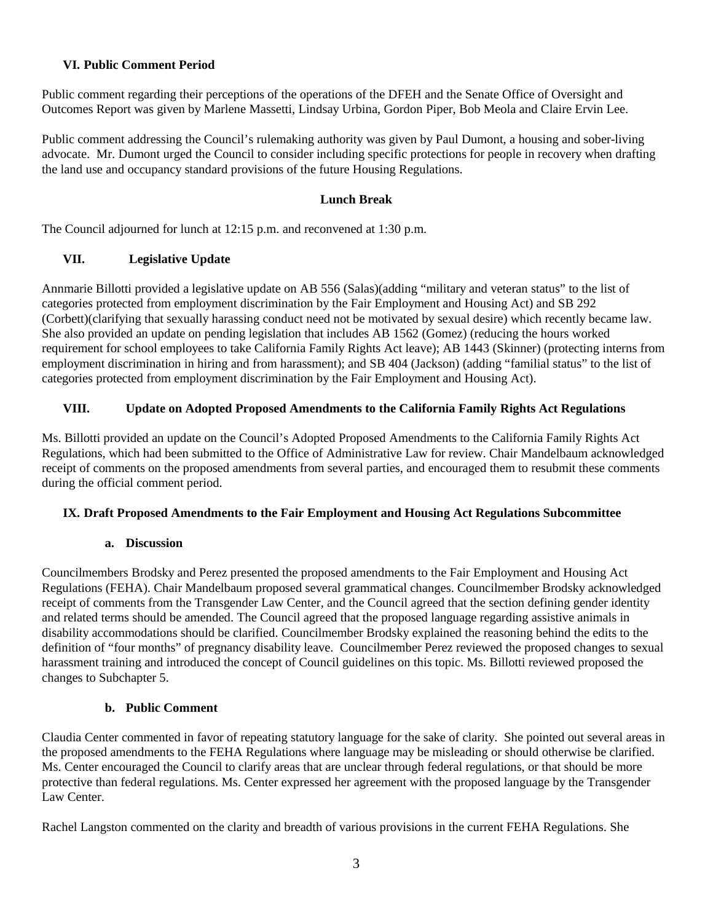## VI. Public Comment Period

Public comment regarding their perceptions of the operations of the DFEH and the Senate Office of Oversight and Outcomes Report was given by Marlene Massetti, Lindsay Urbina, Gordon Piper, Bob Meola and Claire Ervin Lee.

Public comment addressing the Council's rulemaking authority was given by Paul Dumont, a housing and sober-living advocate. Mr. Dumont urged the Council to consider including specific protections for people in recovery when drafting the land use and occupancy standard provisions of the future Housing Regulations.

**Lunch Break**

The Council adjourned for lunch at 12:15 p.m. and reconvened at 1:30 p.m.

## VII. Legislative Update

Annmarie Billotti provided a legislative update on AB 556 (Salas)(adding "military and veteran status" to the list of categories protected from employment discrimination by the Fair Employment and Housing Act) and SB 292 (Corbett)(clarifying that sexually harassing conduct need not be motivated by sexual desire) which recently became law. She also provided an update on pending legislation that includes AB 1562 (Gomez) (reducing the hours worked requirement for school employees to take California Family Rights Act leave); AB 1443 (Skinner) (protecting interns from employment discrimination in hiring and from harassment); and SB 404 (Jackson) (adding "familial status" to the list of categories protected from employment discrimination by the Fair Employment and Housing Act).

## VIII. Update on Adopted Proposed Amendments to the California Family Rights Act Regulations

Ms. Billotti provided an update on the Council's Adopted Proposed Amendments to the California Family Rights Act Regulations, which had been submitted to the Office of Administrative Law for review. Chair Mandelbaum acknowledged receipt of comments on the proposed amendments from several parties, and encouraged them to resubmit these comments during the official comment period.

## IX. Draft Proposed Amendments to the Fair Employment and Housing Act Regulations Subcommittee

### a. Discussion

Councilmembers Brodsky and Perez presented the proposed amendments to the Fair Employment and Housing Act Regulations (FEHA). Chair Mandelbaum proposed several grammatical changes. Councilmember Brodsky acknowledged receipt of comments from the Transgender Law Center, and the Council agreed that the section defining gender identity and related terms should be amended. The Council agreed that the proposed language regarding assistive animals in disability accommodations should be clarified. Councilmember Brodsky explained the reasoning behind the edits to the definition of "four months" of pregnancy disability leave. Councilmember Perez reviewed the proposed changes to sexual harassment training and introduced the concept of Council guidelines on this topic. Ms. Billotti reviewed proposed the changes to Subchapter 5.

### b. Public Comment

Claudia Center commented in favor of repeating statutory language for the sake of clarity. She pointed out several areas in the proposed amendments to the FEHA Regulations where language may be misleading or should otherwise be clarified. Ms. Center encouraged the Council to clarify areas that are unclear through federal regulations, or that should be more protective than federal regulations. Ms. Center expressed her agreement with the proposed language by the Transgender Law Center.

Rachel Langston commented on the clarity and breadth of various provisions in the current FEHA Regulations. She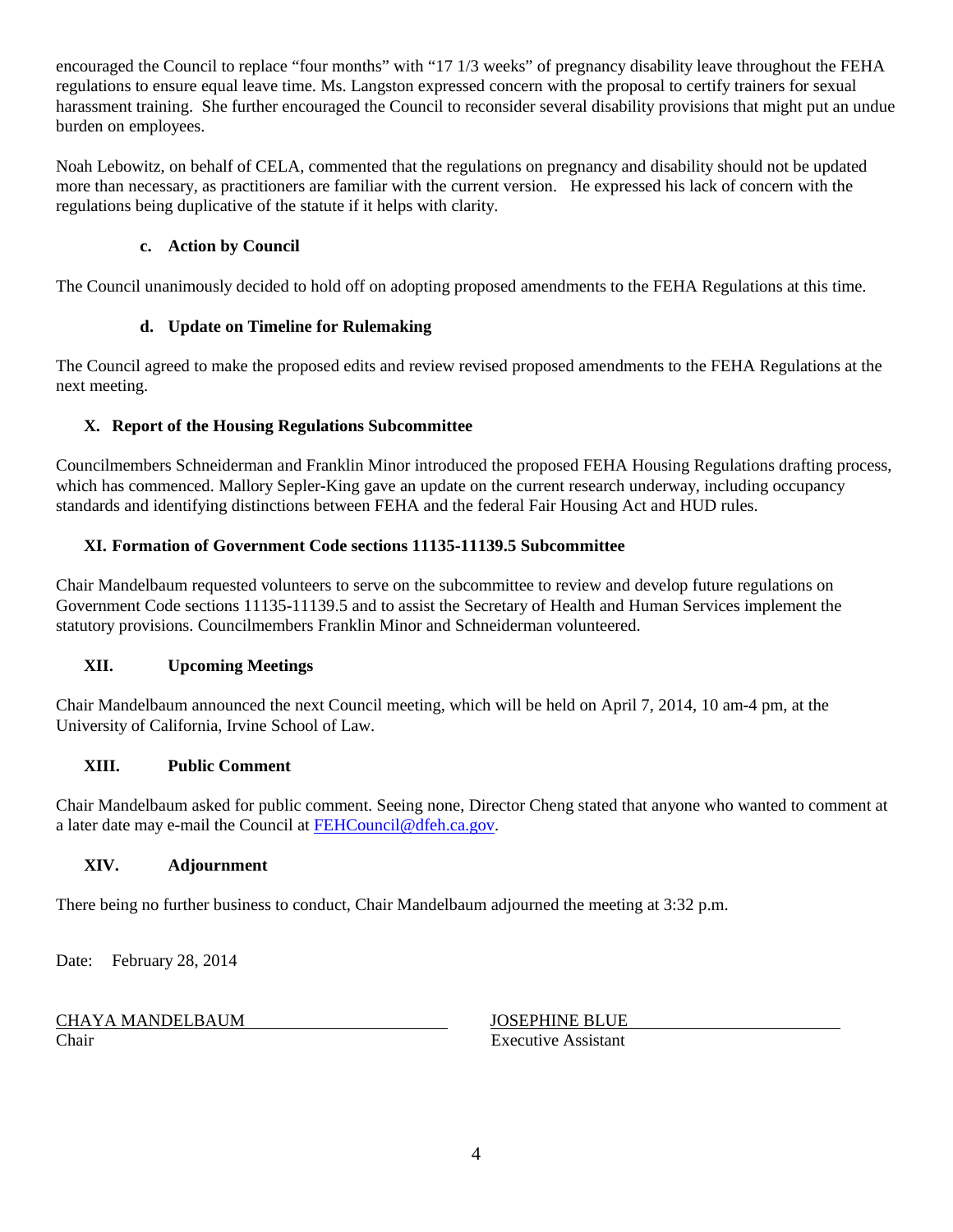encouraged the Council to replace "four months" with "17 1/3 weeks" of pregnancy disability leave throughout the FEHA regulations to ensure equal leave time. Ms. Langston expressed concern with the proposal to certify trainers for sexual harassment training. She further encouraged the Council to reconsider several disability provisions that might put an undue burden on employees.

Noah Lebowitz, on behalf of CELA, commented that the regulations on pregnancy and disability should not be updated more than necessary, as practitioners are familiar with the current version. He expressed his lack of concern with the regulations being duplicative of the statute if it helps with clarity.

### c. Action by Council

The Council unanimously decided to hold off on adopting proposed amendments to the FEHA Regulations at this time.

### d. Update on Timeline for Rulemaking

The Council agreed to make the proposed edits and review revised proposed amendments to the FEHA Regulations at the next meeting.

## X. Report of the Housing Regulations Subcommittee

Councilmembers Schneiderman and Franklin Minor introduced the proposed FEHA Housing Regulations drafting process, which has commenced. Mallory Sepler-King gave an update on the current research underway, including occupancy standards and identifying distinctions between FEHA and the federal Fair Housing Act and HUD rules.

## XI. Formation of Government Code sections 11135-11139.5 Subcommittee

Chair Mandelbaum requested volunteers to serve on the subcommittee to review and develop future regulations on Government Code sections 11135-11139.5 and to assist the Secretary of Health and Human Services implement the statutory provisions. Councilmembers Franklin Minor and Schneiderman volunteered.

## XII. Upcoming Meetings

Chair Mandelbaum announced the next Council meeting, which will be held on April 7, 2014, 10 am-4 pm, at the University of California, Irvine School of Law.

## XIII. Public Comment

Chair Mandelbaum asked for public comment. Seeing none, Director Cheng stated that anyone who wanted to comment at a later date may e-mail the Council at FEHCouncil@dfeh.ca.gov.

## XIV. Adjournment

There being no further business to conduct, Chair Mandelbaum adjourned the meeting at 3:32 p.m.

Date: February 28, 2014

CHAYA MANDELBAUM
Chair

JOSEPHINE BLUE
Executive Assistant